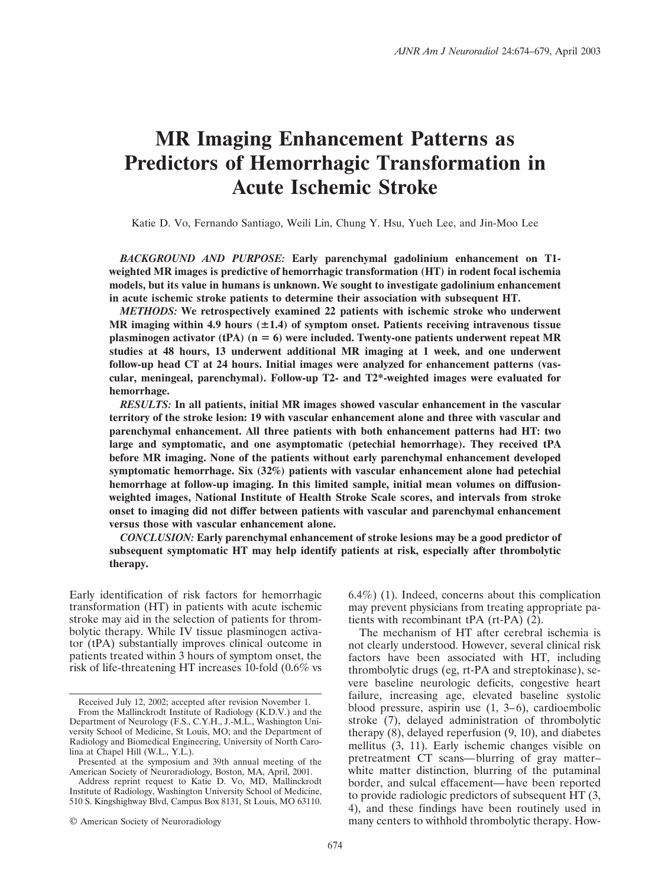# MR Imaging Enhancement Patterns as Predictors of Hemorrhagic Transformation in Acute Ischemic Stroke

Katie D. Vo, Fernando Santiago, Weili Lin, Chung Y. Hsu, Yueh Lee, and Jin-Moo Lee

***BACKGROUND AND PURPOSE:*** **Early parenchymal gadolinium enhancement on T1-weighted MR images is predictive of hemorrhagic transformation (HT) in rodent focal ischemia models, but its value in humans is unknown. We sought to investigate gadolinium enhancement in acute ischemic stroke patients to determine their association with subsequent HT.**

***METHODS:*** **We retrospectively examined 22 patients with ischemic stroke who underwent MR imaging within 4.9 hours (±1.4) of symptom onset. Patients receiving intravenous tissue plasminogen activator (tPA) (n = 6) were included. Twenty-one patients underwent repeat MR studies at 48 hours, 13 underwent additional MR imaging at 1 week, and one underwent follow-up head CT at 24 hours. Initial images were analyzed for enhancement patterns (vascular, meningeal, parenchymal). Follow-up T2- and T2\*-weighted images were evaluated for hemorrhage.**

***RESULTS:*** **In all patients, initial MR images showed vascular enhancement in the vascular territory of the stroke lesion: 19 with vascular enhancement alone and three with vascular and parenchymal enhancement. All three patients with both enhancement patterns had HT: two large and symptomatic, and one asymptomatic (petechial hemorrhage). They received tPA before MR imaging. None of the patients without early parenchymal enhancement developed symptomatic hemorrhage. Six (32%) patients with vascular enhancement alone had petechial hemorrhage at follow-up imaging. In this limited sample, initial mean volumes on diffusion-weighted images, National Institute of Health Stroke Scale scores, and intervals from stroke onset to imaging did not differ between patients with vascular and parenchymal enhancement versus those with vascular enhancement alone.**

***CONCLUSION:*** **Early parenchymal enhancement of stroke lesions may be a good predictor of subsequent symptomatic HT may help identify patients at risk, especially after thrombolytic therapy.**

Early identification of risk factors for hemorrhagic transformation (HT) in patients with acute ischemic stroke may aid in the selection of patients for thrombolytic therapy. While IV tissue plasminogen activator (tPA) substantially improves clinical outcome in patients treated within 3 hours of symptom onset, the risk of life-threatening HT increases 10-fold (0.6% vs 6.4%) (1). Indeed, concerns about this complication may prevent physicians from treating appropriate patients with recombinant tPA (rt-PA) (2).

The mechanism of HT after cerebral ischemia is not clearly understood. However, several clinical risk factors have been associated with HT, including thrombolytic drugs (eg, rt-PA and streptokinase), severe baseline neurologic deficits, congestive heart failure, increasing age, elevated baseline systolic blood pressure, aspirin use (1, 3–6), cardioembolic stroke (7), delayed administration of thrombolytic therapy (8), delayed reperfusion (9, 10), and diabetes mellitus (3, 11). Early ischemic changes visible on pretreatment CT scans—blurring of gray matter–white matter distinction, blurring of the putaminal border, and sulcal effacement—have been reported to provide radiologic predictors of subsequent HT (3, 4), and these findings have been routinely used in many centers to withhold thrombolytic therapy. How-

---

Received July 12, 2002; accepted after revision November 1.

From the Mallinckrodt Institute of Radiology (K.D.V.) and the Department of Neurology (F.S., C.Y.H., J.-M.L., Washington University School of Medicine, St Louis, MO; and the Department of Radiology and Biomedical Engineering, University of North Carolina at Chapel Hill (W.L., Y.L.).

Presented at the symposium and 39th annual meeting of the American Society of Neuroradiology, Boston, MA, April, 2001.

Address reprint request to Katie D. Vo, MD, Mallinckrodt Institute of Radiology, Washington University School of Medicine, 510 S. Kingshighway Blvd, Campus Box 8131, St Louis, MO 63110.

© American Society of Neuroradiology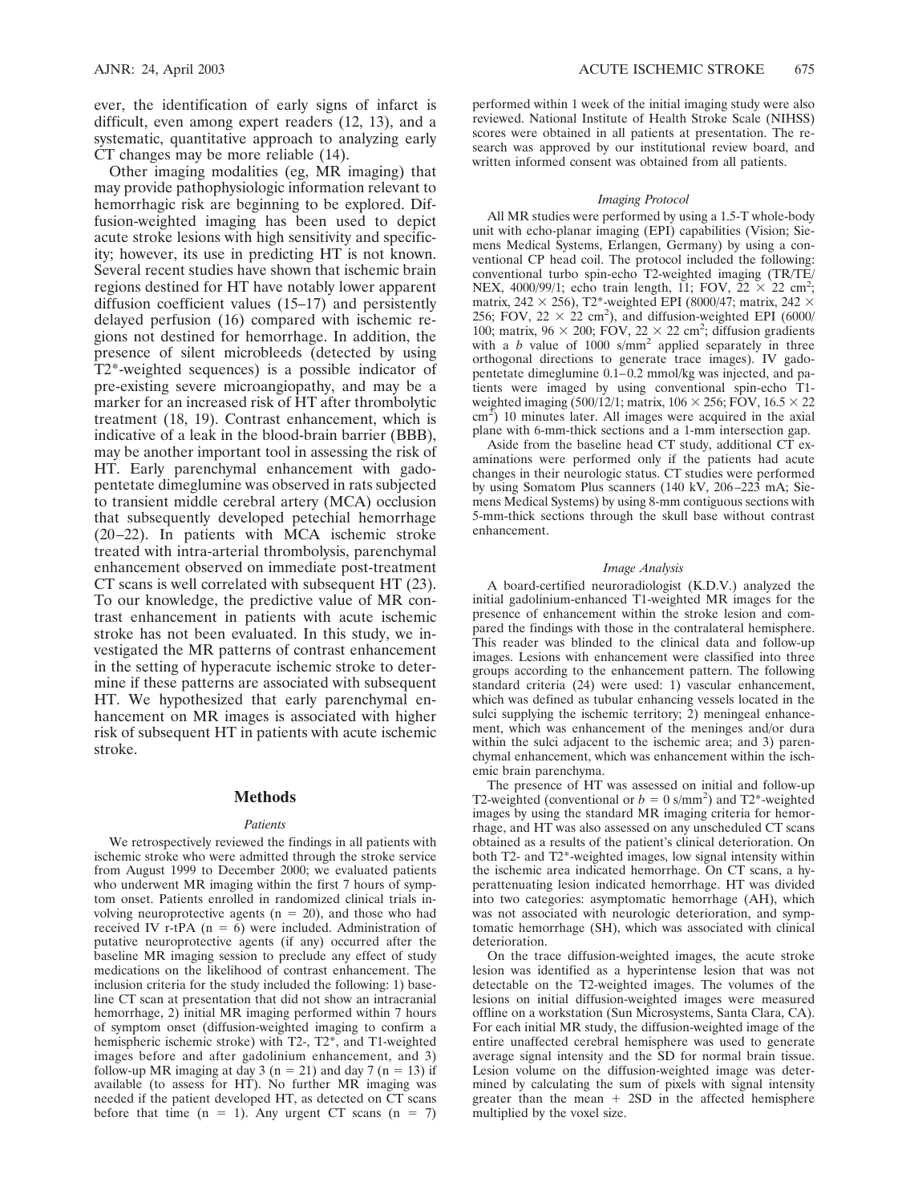ever, the identification of early signs of infarct is difficult, even among expert readers (12, 13), and a systematic, quantitative approach to analyzing early CT changes may be more reliable (14).

Other imaging modalities (eg, MR imaging) that may provide pathophysiologic information relevant to hemorrhagic risk are beginning to be explored. Diffusion-weighted imaging has been used to depict acute stroke lesions with high sensitivity and specificity; however, its use in predicting HT is not known. Several recent studies have shown that ischemic brain regions destined for HT have notably lower apparent diffusion coefficient values (15–17) and persistently delayed perfusion (16) compared with ischemic regions not destined for hemorrhage. In addition, the presence of silent microbleeds (detected by using T2*-weighted sequences) is a possible indicator of pre-existing severe microangiopathy, and may be a marker for an increased risk of HT after thrombolytic treatment (18, 19). Contrast enhancement, which is indicative of a leak in the blood-brain barrier (BBB), may be another important tool in assessing the risk of HT. Early parenchymal enhancement with gadopentetate dimeglumine was observed in rats subjected to transient middle cerebral artery (MCA) occlusion that subsequently developed petechial hemorrhage (20–22). In patients with MCA ischemic stroke treated with intra-arterial thrombolysis, parenchymal enhancement observed on immediate post-treatment CT scans is well correlated with subsequent HT (23). To our knowledge, the predictive value of MR contrast enhancement in patients with acute ischemic stroke has not been evaluated. In this study, we investigated the MR patterns of contrast enhancement in the setting of hyperacute ischemic stroke to determine if these patterns are associated with subsequent HT. We hypothesized that early parenchymal enhancement on MR images is associated with higher risk of subsequent HT in patients with acute ischemic stroke.

## Methods

### *Patients*

We retrospectively reviewed the findings in all patients with ischemic stroke who were admitted through the stroke service from August 1999 to December 2000; we evaluated patients who underwent MR imaging within the first 7 hours of symptom onset. Patients enrolled in randomized clinical trials involving neuroprotective agents ($n = 20$), and those who had received IV r-tPA ($n = 6$) were included. Administration of putative neuroprotective agents (if any) occurred after the baseline MR imaging session to preclude any effect of study medications on the likelihood of contrast enhancement. The inclusion criteria for the study included the following: 1) baseline CT scan at presentation that did not show an intracranial hemorrhage, 2) initial MR imaging performed within 7 hours of symptom onset (diffusion-weighted imaging to confirm a hemispheric ischemic stroke) with T2-, T2*, and T1-weighted images before and after gadolinium enhancement, and 3) follow-up MR imaging at day 3 ($n = 21$) and day 7 ($n = 13$) if available (to assess for HT). No further MR imaging was needed if the patient developed HT, as detected on CT scans before that time ($n = 1$). Any urgent CT scans ($n = 7$) performed within 1 week of the initial imaging study were also reviewed. National Institute of Health Stroke Scale (NIHSS) scores were obtained in all patients at presentation. The research was approved by our institutional review board, and written informed consent was obtained from all patients.

### *Imaging Protocol*

All MR studies were performed by using a 1.5-T whole-body unit with echo-planar imaging (EPI) capabilities (Vision; Siemens Medical Systems, Erlangen, Germany) by using a conventional CP head coil. The protocol included the following: conventional turbo spin-echo T2-weighted imaging (TR/TE/NEX, 4000/99/1; echo train length, 11; FOV, $22 \times 22$ cm$^2$; matrix, $242 \times 256$), T2*-weighted EPI (8000/47; matrix, $242 \times 256$; FOV, $22 \times 22$ cm$^2$), and diffusion-weighted EPI (6000/100; matrix, $96 \times 200$; FOV, $22 \times 22$ cm$^2$; diffusion gradients with a $b$ value of 1000 s/mm$^2$ applied separately in three orthogonal directions to generate trace images). IV gadopentetate dimeglumine 0.1–0.2 mmol/kg was injected, and patients were imaged by using conventional spin-echo T1-weighted imaging (500/12/1; matrix, $106 \times 256$; FOV, $16.5 \times 22$ cm$^2$) 10 minutes later. All images were acquired in the axial plane with 6-mm-thick sections and a 1-mm intersection gap.

Aside from the baseline head CT study, additional CT examinations were performed only if the patients had acute changes in their neurologic status. CT studies were performed by using Somatom Plus scanners (140 kV, 206–223 mA; Siemens Medical Systems) by using 8-mm contiguous sections with 5-mm-thick sections through the skull base without contrast enhancement.

### *Image Analysis*

A board-certified neuroradiologist (K.D.V.) analyzed the initial gadolinium-enhanced T1-weighted MR images for the presence of enhancement within the stroke lesion and compared the findings with those in the contralateral hemisphere. This reader was blinded to the clinical data and follow-up images. Lesions with enhancement were classified into three groups according to the enhancement pattern. The following standard criteria (24) were used: 1) vascular enhancement, which was defined as tubular enhancing vessels located in the sulci supplying the ischemic territory; 2) meningeal enhancement, which was enhancement of the meninges and/or dura within the sulci adjacent to the ischemic area; and 3) parenchymal enhancement, which was enhancement within the ischemic brain parenchyma.

The presence of HT was assessed on initial and follow-up T2-weighted (conventional or $b = 0$ s/mm$^2$) and T2*-weighted images by using the standard MR imaging criteria for hemorrhage, and HT was also assessed on any unscheduled CT scans obtained as a results of the patient's clinical deterioration. On both T2- and T2*-weighted images, low signal intensity within the ischemic area indicated hemorrhage. On CT scans, a hyperattenuating lesion indicated hemorrhage. HT was divided into two categories: asymptomatic hemorrhage (AH), which was not associated with neurologic deterioration, and symptomatic hemorrhage (SH), which was associated with clinical deterioration.

On the trace diffusion-weighted images, the acute stroke lesion was identified as a hyperintense lesion that was not detectable on the T2-weighted images. The volumes of the lesions on initial diffusion-weighted images were measured offline on a workstation (Sun Microsystems, Santa Clara, CA). For each initial MR study, the diffusion-weighted image of the entire unaffected cerebral hemisphere was used to generate average signal intensity and the SD for normal brain tissue. Lesion volume on the diffusion-weighted image was determined by calculating the sum of pixels with signal intensity greater than the mean + 2SD in the affected hemisphere multiplied by the voxel size.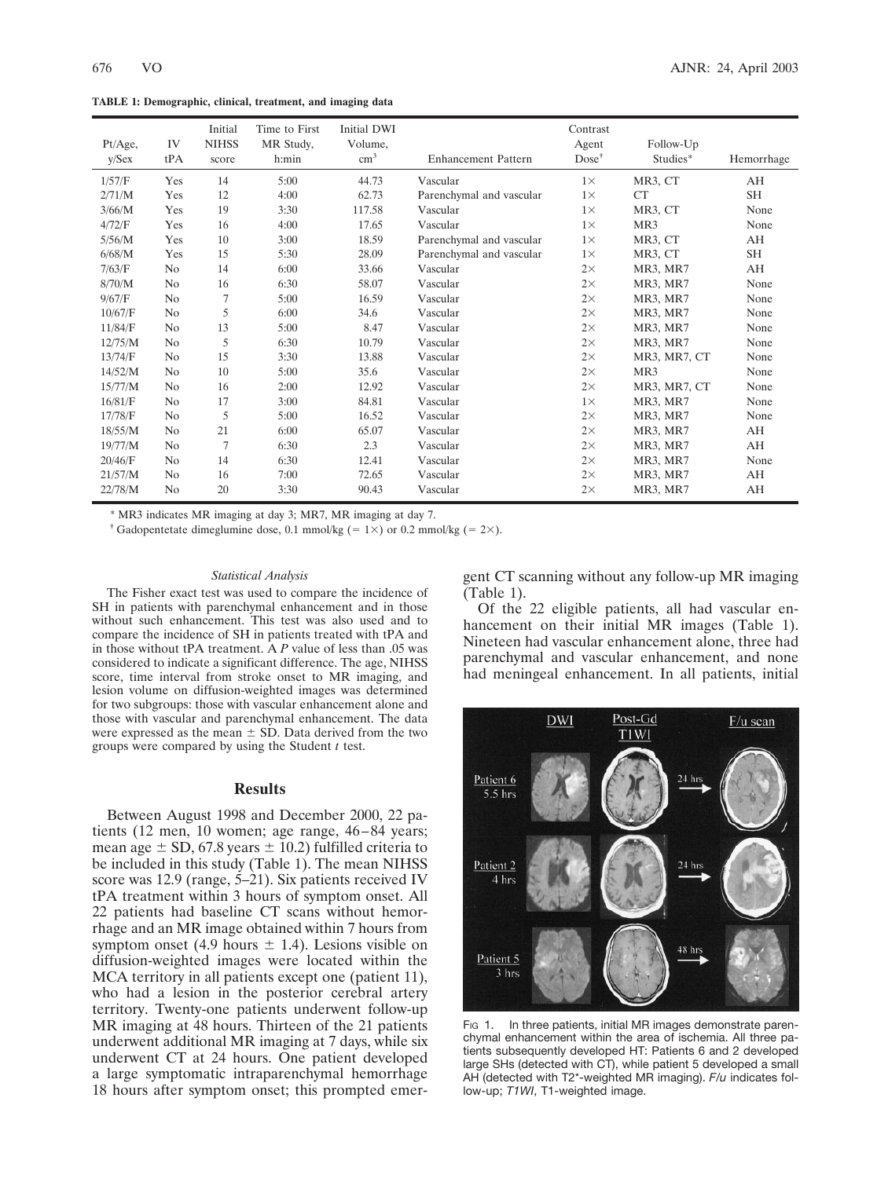**TABLE 1: Demographic, clinical, treatment, and imaging data**

| Pt/Age, y/Sex | IV tPA | Initial NIHSS score | Time to First MR Study, h:min | Initial DWI Volume, cm[3] | Enhancement Pattern | Contrast Agent Dose[†] | Follow-Up Studies* | Hemorrhage |
|---|---|---|---|---|---|---|---|---|
| 1/57/F | Yes | 14 | 5:00 | 44.73 | Vascular | 1× | MR3, CT | AH |
| 2/71/M | Yes | 12 | 4:00 | 62.73 | Parenchymal and vascular | 1× | CT | SH |
| 3/66/M | Yes | 19 | 3:30 | 117.58 | Vascular | 1× | MR3, CT | None |
| 4/72/F | Yes | 16 | 4:00 | 17.65 | Vascular | 1× | MR3 | None |
| 5/56/M | Yes | 10 | 3:00 | 18.59 | Parenchymal and vascular | 1× | MR3, CT | AH |
| 6/68/M | Yes | 15 | 5:30 | 28.09 | Parenchymal and vascular | 1× | MR3, CT | SH |
| 7/63/F | No | 14 | 6:00 | 33.66 | Vascular | 2× | MR3, MR7 | AH |
| 8/70/M | No | 16 | 6:30 | 58.07 | Vascular | 2× | MR3, MR7 | None |
| 9/67/F | No | 7 | 5:00 | 16.59 | Vascular | 2× | MR3, MR7 | None |
| 10/67/F | No | 5 | 6:00 | 34.6 | Vascular | 2× | MR3, MR7 | None |
| 11/84/F | No | 13 | 5:00 | 8.47 | Vascular | 2× | MR3, MR7 | None |
| 12/75/M | No | 5 | 6:30 | 10.79 | Vascular | 2× | MR3, MR7 | None |
| 13/74/F | No | 15 | 3:30 | 13.88 | Vascular | 2× | MR3, MR7, CT | None |
| 14/52/M | No | 10 | 5:00 | 35.6 | Vascular | 2× | MR3 | None |
| 15/77/M | No | 16 | 2:00 | 12.92 | Vascular | 2× | MR3, MR7, CT | None |
| 16/81/F | No | 17 | 3:00 | 84.81 | Vascular | 1× | MR3, MR7 | None |
| 17/78/F | No | 5 | 5:00 | 16.52 | Vascular | 2× | MR3, MR7 | None |
| 18/55/M | No | 21 | 6:00 | 65.07 | Vascular | 2× | MR3, MR7 | AH |
| 19/77/M | No | 7 | 6:30 | 2.3 | Vascular | 2× | MR3, MR7 | AH |
| 20/46/F | No | 14 | 6:30 | 12.41 | Vascular | 2× | MR3, MR7 | None |
| 21/57/M | No | 16 | 7:00 | 72.65 | Vascular | 2× | MR3, MR7 | AH |
| 22/78/M | No | 20 | 3:30 | 90.43 | Vascular | 2× | MR3, MR7 | AH |

\* MR3 indicates MR imaging at day 3; MR7, MR imaging at day 7.

[†] Gadopentetate dimeglumine dose, 0.1 mmol/kg (= 1×) or 0.2 mmol/kg (= 2×).

### *Statistical Analysis*

The Fisher exact test was used to compare the incidence of SH in patients with parenchymal enhancement and in those without such enhancement. This test was also used and to compare the incidence of SH in patients treated with tPA and in those without tPA treatment. A *P* value of less than .05 was considered to indicate a significant difference. The age, NIHSS score, time interval from stroke onset to MR imaging, and lesion volume on diffusion-weighted images was determined for two subgroups: those with vascular enhancement alone and those with vascular and parenchymal enhancement. The data were expressed as the mean ± SD. Data derived from the two groups were compared by using the Student *t* test.

## Results

Between August 1998 and December 2000, 22 patients (12 men, 10 women; age range, 46–84 years; mean age ± SD, 67.8 years ± 10.2) fulfilled criteria to be included in this study (Table 1). The mean NIHSS score was 12.9 (range, 5–21). Six patients received IV tPA treatment within 3 hours of symptom onset. All 22 patients had baseline CT scans without hemorrhage and an MR image obtained within 7 hours from symptom onset (4.9 hours ± 1.4). Lesions visible on diffusion-weighted images were located within the MCA territory in all patients except one (patient 11), who had a lesion in the posterior cerebral artery territory. Twenty-one patients underwent follow-up MR imaging at 48 hours. Thirteen of the 21 patients underwent additional MR imaging at 7 days, while six underwent CT at 24 hours. One patient developed a large symptomatic intraparenchymal hemorrhage 18 hours after symptom onset; this prompted emergent CT scanning without any follow-up MR imaging (Table 1).

Of the 22 eligible patients, all had vascular enhancement on their initial MR images (Table 1). Nineteen had vascular enhancement alone, three had parenchymal and vascular enhancement, and none had meningeal enhancement. In all patients, initial

Fig 1. In three patients, initial MR images demonstrate parenchymal enhancement within the area of ischemia. All three patients subsequently developed HT: Patients 6 and 2 developed large SHs (detected with CT), while patient 5 developed a small AH (detected with T2*-weighted MR imaging). *F/u* indicates follow-up; *T1WI*, T1-weighted image.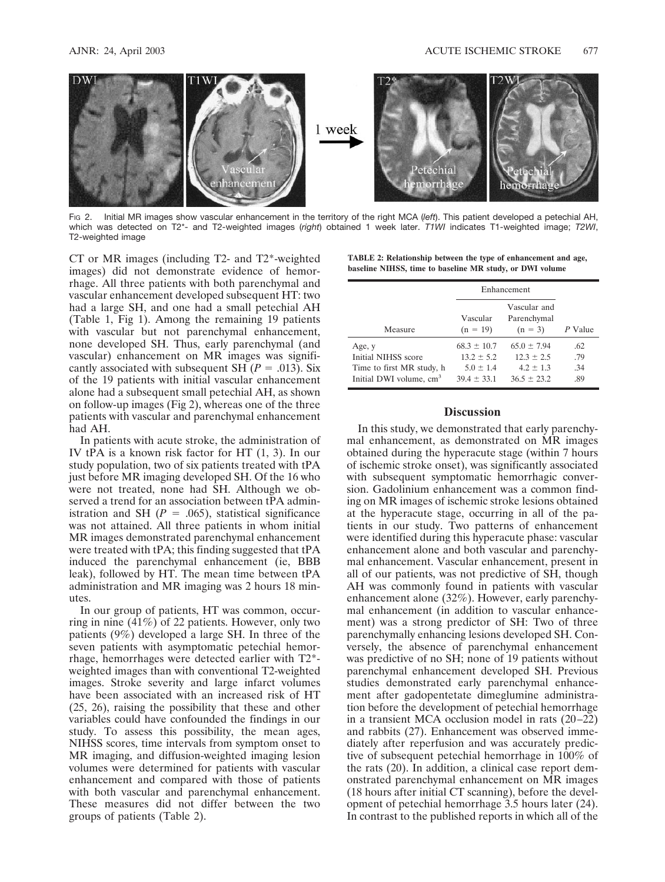FIG 2. Initial MR images show vascular enhancement in the territory of the right MCA (*left*). This patient developed a petechial AH, which was detected on T2*- and T2-weighted images (*right*) obtained 1 week later. *T1WI* indicates T1-weighted image; *T2WI*, T2-weighted image

CT or MR images (including T2- and T2*-weighted images) did not demonstrate evidence of hemorrhage. All three patients with both parenchymal and vascular enhancement developed subsequent HT: two had a large SH, and one had a small petechial AH (Table 1, Fig 1). Among the remaining 19 patients with vascular but not parenchymal enhancement, none developed SH. Thus, early parenchymal (and vascular) enhancement on MR images was significantly associated with subsequent SH ($P$ = .013). Six of the 19 patients with initial vascular enhancement alone had a subsequent small petechial AH, as shown on follow-up images (Fig 2), whereas one of the three patients with vascular and parenchymal enhancement had AH.

In patients with acute stroke, the administration of IV tPA is a known risk factor for HT (1, 3). In our study population, two of six patients treated with tPA just before MR imaging developed SH. Of the 16 who were not treated, none had SH. Although we observed a trend for an association between tPA administration and SH ($P$ = .065), statistical significance was not attained. All three patients in whom initial MR images demonstrated parenchymal enhancement were treated with tPA; this finding suggested that tPA induced the parenchymal enhancement (ie, BBB leak), followed by HT. The mean time between tPA administration and MR imaging was 2 hours 18 minutes.

In our group of patients, HT was common, occurring in nine (41%) of 22 patients. However, only two patients (9%) developed a large SH. In three of the seven patients with asymptomatic petechial hemorrhage, hemorrhages were detected earlier with T2*-weighted images than with conventional T2-weighted images. Stroke severity and large infarct volumes have been associated with an increased risk of HT (25, 26), raising the possibility that these and other variables could have confounded the findings in our study. To assess this possibility, the mean ages, NIHSS scores, time intervals from symptom onset to MR imaging, and diffusion-weighted imaging lesion volumes were determined for patients with vascular enhancement and compared with those of patients with both vascular and parenchymal enhancement. These measures did not differ between the two groups of patients (Table 2).

**TABLE 2: Relationship between the type of enhancement and age, baseline NIHSS, time to baseline MR study, or DWI volume**

| | Enhancement | | |
|---|---|---|---|
| Measure | Vascular (n = 19) | Vascular and Parenchymal (n = 3) | $P$ Value |
| Age, y | 68.3 ± 10.7 | 65.0 ± 7.94 | .62 |
| Initial NIHSS score | 13.2 ± 5.2 | 12.3 ± 2.5 | .79 |
| Time to first MR study, h | 5.0 ± 1.4 | 4.2 ± 1.3 | .34 |
| Initial DWI volume, $cm^3$ | 39.4 ± 33.1 | 36.5 ± 23.2 | .89 |

## Discussion

In this study, we demonstrated that early parenchymal enhancement, as demonstrated on MR images obtained during the hyperacute stage (within 7 hours of ischemic stroke onset), was significantly associated with subsequent symptomatic hemorrhagic conversion. Gadolinium enhancement was a common finding on MR images of ischemic stroke lesions obtained at the hyperacute stage, occurring in all of the patients in our study. Two patterns of enhancement were identified during this hyperacute phase: vascular enhancement alone and both vascular and parenchymal enhancement. Vascular enhancement, present in all of our patients, was not predictive of SH, though AH was commonly found in patients with vascular enhancement alone (32%). However, early parenchymal enhancement (in addition to vascular enhancement) was a strong predictor of SH: Two of three parenchymally enhancing lesions developed SH. Conversely, the absence of parenchymal enhancement was predictive of no SH; none of 19 patients without parenchymal enhancement developed SH. Previous studies demonstrated early parenchymal enhancement after gadopentetate dimeglumine administration before the development of petechial hemorrhage in a transient MCA occlusion model in rats (20–22) and rabbits (27). Enhancement was observed immediately after reperfusion and was accurately predictive of subsequent petechial hemorrhage in 100% of the rats (20). In addition, a clinical case report demonstrated parenchymal enhancement on MR images (18 hours after initial CT scanning), before the development of petechial hemorrhage 3.5 hours later (24). In contrast to the published reports in which all of the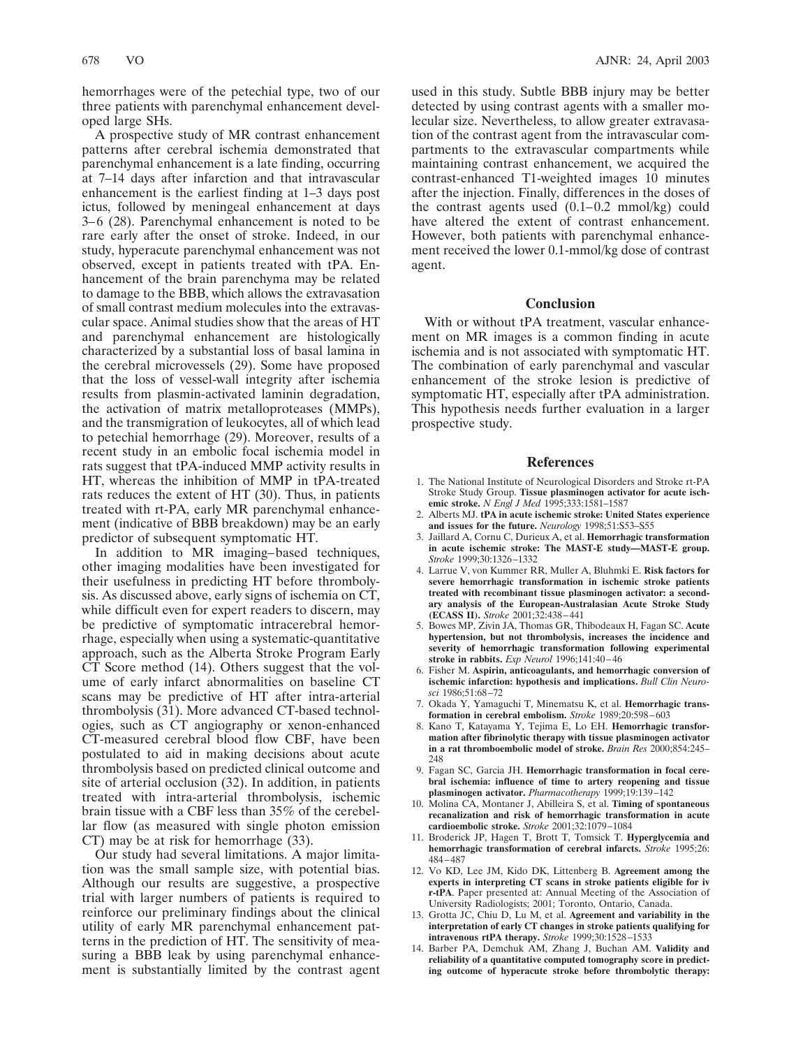hemorrhages were of the petechial type, two of our three patients with parenchymal enhancement developed large SHs.

A prospective study of MR contrast enhancement patterns after cerebral ischemia demonstrated that parenchymal enhancement is a late finding, occurring at 7–14 days after infarction and that intravascular enhancement is the earliest finding at 1–3 days post ictus, followed by meningeal enhancement at days 3–6 (28). Parenchymal enhancement is noted to be rare early after the onset of stroke. Indeed, in our study, hyperacute parenchymal enhancement was not observed, except in patients treated with tPA. Enhancement of the brain parenchyma may be related to damage to the BBB, which allows the extravasation of small contrast medium molecules into the extravascular space. Animal studies show that the areas of HT and parenchymal enhancement are histologically characterized by a substantial loss of basal lamina in the cerebral microvessels (29). Some have proposed that the loss of vessel-wall integrity after ischemia results from plasmin-activated laminin degradation, the activation of matrix metalloproteases (MMPs), and the transmigration of leukocytes, all of which lead to petechial hemorrhage (29). Moreover, results of a recent study in an embolic focal ischemia model in rats suggest that tPA-induced MMP activity results in HT, whereas the inhibition of MMP in tPA-treated rats reduces the extent of HT (30). Thus, in patients treated with rt-PA, early MR parenchymal enhancement (indicative of BBB breakdown) may be an early predictor of subsequent symptomatic HT.

In addition to MR imaging–based techniques, other imaging modalities have been investigated for their usefulness in predicting HT before thrombolysis. As discussed above, early signs of ischemia on CT, while difficult even for expert readers to discern, may be predictive of symptomatic intracerebral hemorrhage, especially when using a systematic-quantitative approach, such as the Alberta Stroke Program Early CT Score method (14). Others suggest that the volume of early infarct abnormalities on baseline CT scans may be predictive of HT after intra-arterial thrombolysis (31). More advanced CT-based technologies, such as CT angiography or xenon-enhanced CT-measured cerebral blood flow CBF, have been postulated to aid in making decisions about acute thrombolysis based on predicted clinical outcome and site of arterial occlusion (32). In addition, in patients treated with intra-arterial thrombolysis, ischemic brain tissue with a CBF less than 35% of the cerebellar flow (as measured with single photon emission CT) may be at risk for hemorrhage (33).

Our study had several limitations. A major limitation was the small sample size, with potential bias. Although our results are suggestive, a prospective trial with larger numbers of patients is required to reinforce our preliminary findings about the clinical utility of early MR parenchymal enhancement patterns in the prediction of HT. The sensitivity of measuring a BBB leak by using parenchymal enhancement is substantially limited by the contrast agent used in this study. Subtle BBB injury may be better detected by using contrast agents with a smaller molecular size. Nevertheless, to allow greater extravasation of the contrast agent from the intravascular compartments to the extravascular compartments while maintaining contrast enhancement, we acquired the contrast-enhanced T1-weighted images 10 minutes after the injection. Finally, differences in the doses of the contrast agents used (0.1–0.2 mmol/kg) could have altered the extent of contrast enhancement. However, both patients with parenchymal enhancement received the lower 0.1-mmol/kg dose of contrast agent.

## Conclusion

With or without tPA treatment, vascular enhancement on MR images is a common finding in acute ischemia and is not associated with symptomatic HT. The combination of early parenchymal and vascular enhancement of the stroke lesion is predictive of symptomatic HT, especially after tPA administration. This hypothesis needs further evaluation in a larger prospective study.

## References

1. The National Institute of Neurological Disorders and Stroke rt-PA Stroke Study Group. **Tissue plasminogen activator for acute ischemic stroke.** *N Engl J Med* 1995;333:1581–1587
2. Alberts MJ. **tPA in acute ischemic stroke: United States experience and issues for the future.** *Neurology* 1998;51:S53–S55
3. Jaillard A, Cornu C, Durieux A, et al. **Hemorrhagic transformation in acute ischemic stroke: The MAST-E study—MAST-E group.** *Stroke* 1999;30:1326–1332
4. Larrue V, von Kummer RR, Muller A, Bluhmki E. **Risk factors for severe hemorrhagic transformation in ischemic stroke patients treated with recombinant tissue plasminogen activator: a secondary analysis of the European-Australasian Acute Stroke Study (ECASS II).** *Stroke* 2001;32:438–441
5. Bowes MP, Zivin JA, Thomas GR, Thibodeaux H, Fagan SC. **Acute hypertension, but not thrombolysis, increases the incidence and severity of hemorrhagic transformation following experimental stroke in rabbits.** *Exp Neurol* 1996;141:40–46
6. Fisher M. **Aspirin, anticoagulants, and hemorrhagic conversion of ischemic infarction: hypothesis and implications.** *Bull Clin Neurosci* 1986;51:68–72
7. Okada Y, Yamaguchi T, Minematsu K, et al. **Hemorrhagic transformation in cerebral embolism.** *Stroke* 1989;20:598–603
8. Kano T, Katayama Y, Tejima E, Lo EH. **Hemorrhagic transformation after fibrinolytic therapy with tissue plasminogen activator in a rat thromboembolic model of stroke.** *Brain Res* 2000;854:245–248
9. Fagan SC, Garcia JH. **Hemorrhagic transformation in focal cerebral ischemia: influence of time to artery reopening and tissue plasminogen activator.** *Pharmacotherapy* 1999;19:139–142
10. Molina CA, Montaner J, Abilleira S, et al. **Timing of spontaneous recanalization and risk of hemorrhagic transformation in acute cardioembolic stroke.** *Stroke* 2001;32:1079–1084
11. Broderick JP, Hagen T, Brott T, Tomsick T. **Hyperglycemia and hemorrhagic transformation of cerebral infarcts.** *Stroke* 1995;26:484–487
12. Vo KD, Lee JM, Kido DK, Littenberg B. **Agreement among the experts in interpreting CT scans in stroke patients eligible for iv r-tPA**. Paper presented at: Annual Meeting of the Association of University Radiologists; 2001; Toronto, Ontario, Canada.
13. Grotta JC, Chiu D, Lu M, et al. **Agreement and variability in the interpretation of early CT changes in stroke patients qualifying for intravenous rtPA therapy.** *Stroke* 1999;30:1528–1533
14. Barber PA, Demchuk AM, Zhang J, Buchan AM. **Validity and reliability of a quantitative computed tomography score in predicting outcome of hyperacute stroke before thrombolytic therapy:**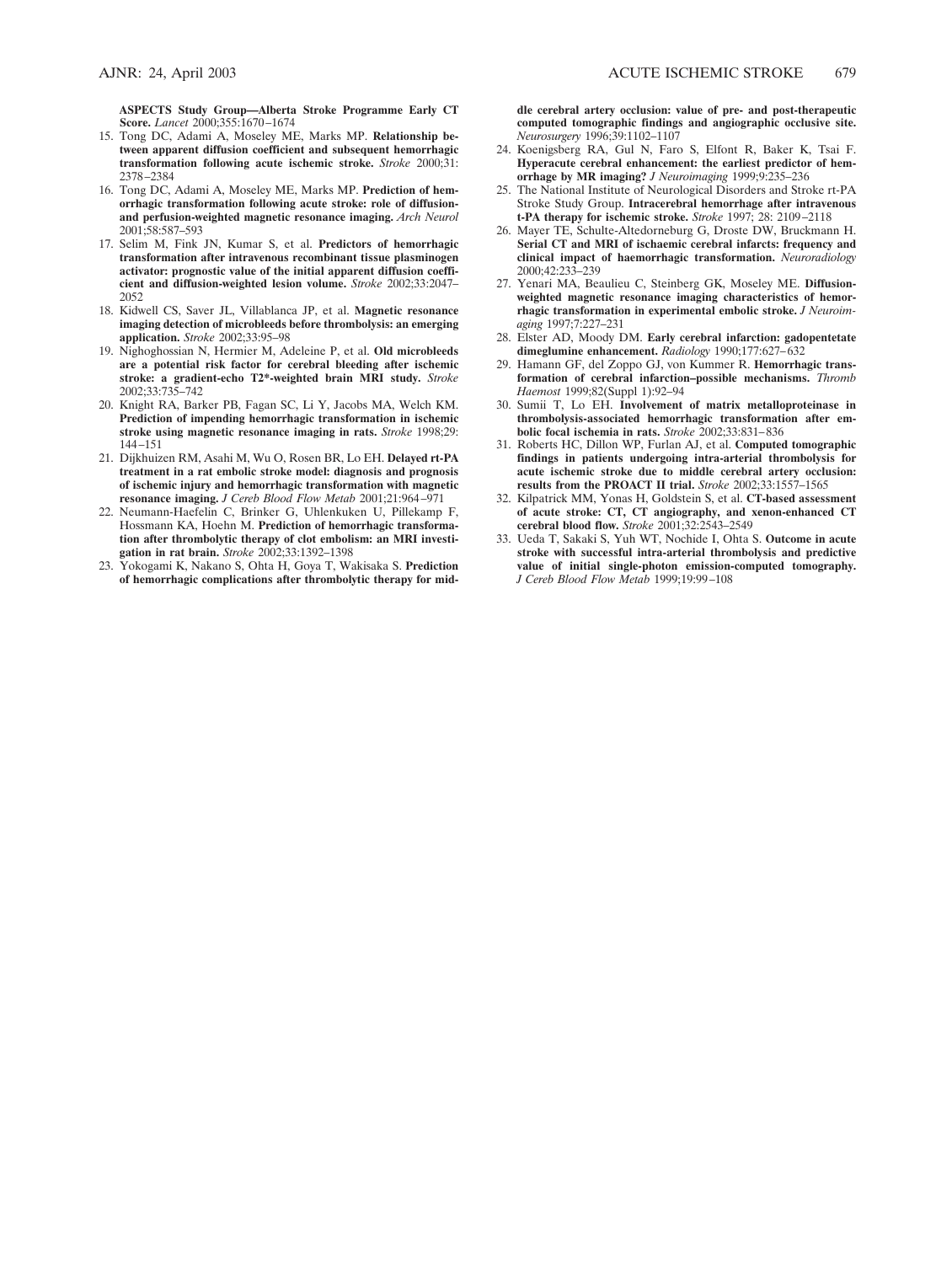ASPECTS Study Group—Alberta Stroke Programme Early CT Score.** *Lancet* 2000;355:1670–1674

15. Tong DC, Adami A, Moseley ME, Marks MP. **Relationship between apparent diffusion coefficient and subsequent hemorrhagic transformation following acute ischemic stroke.** *Stroke* 2000;31: 2378–2384
16. Tong DC, Adami A, Moseley ME, Marks MP. **Prediction of hemorrhagic transformation following acute stroke: role of diffusion- and perfusion-weighted magnetic resonance imaging.** *Arch Neurol* 2001;58:587–593
17. Selim M, Fink JN, Kumar S, et al. **Predictors of hemorrhagic transformation after intravenous recombinant tissue plasminogen activator: prognostic value of the initial apparent diffusion coefficient and diffusion-weighted lesion volume.** *Stroke* 2002;33:2047–2052
18. Kidwell CS, Saver JL, Villablanca JP, et al. **Magnetic resonance imaging detection of microbleeds before thrombolysis: an emerging application.** *Stroke* 2002;33:95–98
19. Nighoghossian N, Hermier M, Adeleine P, et al. **Old microbleeds are a potential risk factor for cerebral bleeding after ischemic stroke: a gradient-echo T2*-weighted brain MRI study.** *Stroke* 2002;33:735–742
20. Knight RA, Barker PB, Fagan SC, Li Y, Jacobs MA, Welch KM. **Prediction of impending hemorrhagic transformation in ischemic stroke using magnetic resonance imaging in rats.** *Stroke* 1998;29: 144–151
21. Dijkhuizen RM, Asahi M, Wu O, Rosen BR, Lo EH. **Delayed rt-PA treatment in a rat embolic stroke model: diagnosis and prognosis of ischemic injury and hemorrhagic transformation with magnetic resonance imaging.** *J Cereb Blood Flow Metab* 2001;21:964–971
22. Neumann-Haefelin C, Brinker G, Uhlenkuken U, Pillekamp F, Hossmann KA, Hoehn M. **Prediction of hemorrhagic transformation after thrombolytic therapy of clot embolism: an MRI investigation in rat brain.** *Stroke* 2002;33:1392–1398
23. Yokogami K, Nakano S, Ohta H, Goya T, Wakisaka S. **Prediction of hemorrhagic complications after thrombolytic therapy for middle cerebral artery occlusion: value of pre- and post-therapeutic computed tomographic findings and angiographic occlusive site.** *Neurosurgery* 1996;39:1102–1107
24. Koenigsberg RA, Gul N, Faro S, Elfont R, Baker K, Tsai F. **Hyperacute cerebral enhancement: the earliest predictor of hemorrhage by MR imaging?** *J Neuroimaging* 1999;9:235–236
25. The National Institute of Neurological Disorders and Stroke rt-PA Stroke Study Group. **Intracerebral hemorrhage after intravenous t-PA therapy for ischemic stroke.** *Stroke* 1997; 28: 2109–2118
26. Mayer TE, Schulte-Altedorneburg G, Droste DW, Bruckmann H. **Serial CT and MRI of ischaemic cerebral infarcts: frequency and clinical impact of haemorrhagic transformation.** *Neuroradiology* 2000;42:233–239
27. Yenari MA, Beaulieu C, Steinberg GK, Moseley ME. **Diffusion-weighted magnetic resonance imaging characteristics of hemorrhagic transformation in experimental embolic stroke.** *J Neuroimaging* 1997;7:227–231
28. Elster AD, Moody DM. **Early cerebral infarction: gadopentetate dimeglumine enhancement.** *Radiology* 1990;177:627–632
29. Hamann GF, del Zoppo GJ, von Kummer R. **Hemorrhagic transformation of cerebral infarction–possible mechanisms.** *Thromb Haemost* 1999;82(Suppl 1):92–94
30. Sumii T, Lo EH. **Involvement of matrix metalloproteinase in thrombolysis-associated hemorrhagic transformation after embolic focal ischemia in rats.** *Stroke* 2002;33:831–836
31. Roberts HC, Dillon WP, Furlan AJ, et al. **Computed tomographic findings in patients undergoing intra-arterial thrombolysis for acute ischemic stroke due to middle cerebral artery occlusion: results from the PROACT II trial.** *Stroke* 2002;33:1557–1565
32. Kilpatrick MM, Yonas H, Goldstein S, et al. **CT-based assessment of acute stroke: CT, CT angiography, and xenon-enhanced CT cerebral blood flow.** *Stroke* 2001;32:2543–2549
33. Ueda T, Sakaki S, Yuh WT, Nochide I, Ohta S. **Outcome in acute stroke with successful intra-arterial thrombolysis and predictive value of initial single-photon emission-computed tomography.** *J Cereb Blood Flow Metab* 1999;19:99–108